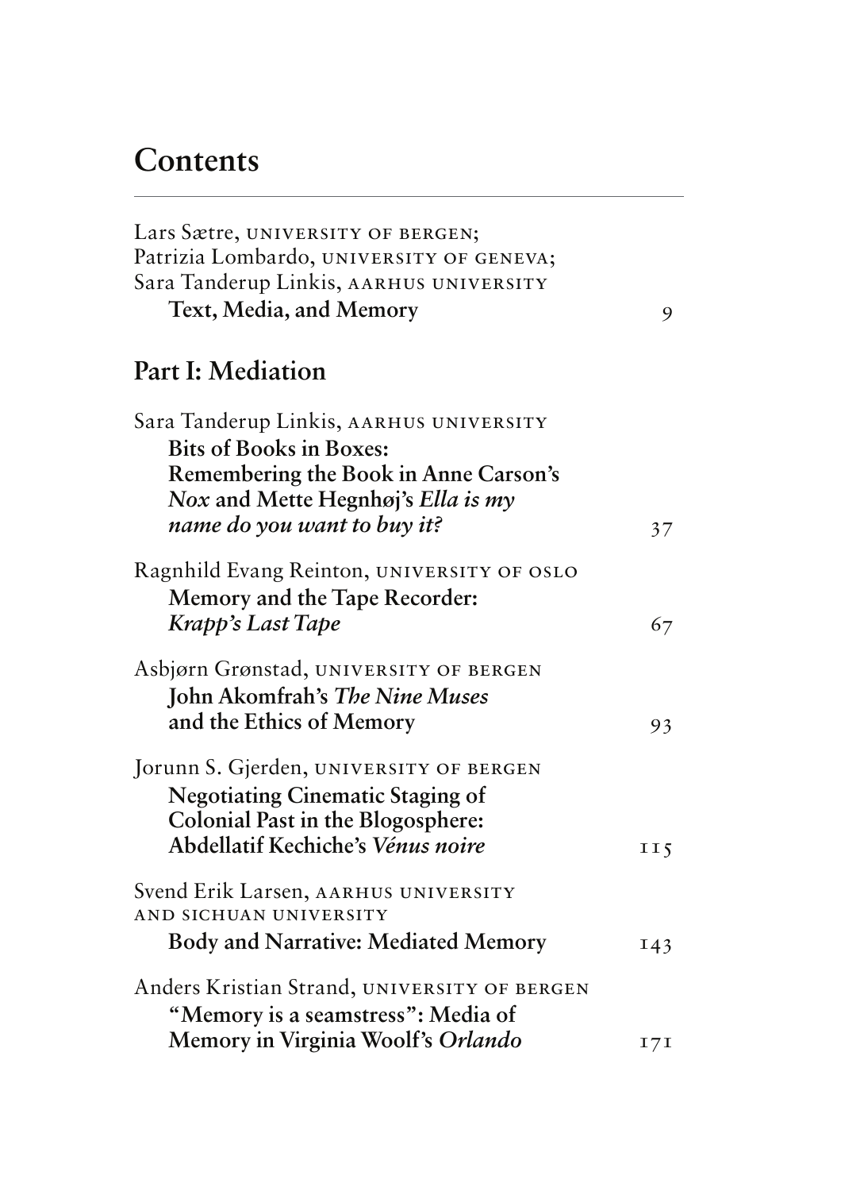# Contents

Lars Sætre, UNIVERSITY OF BERGEN;
Patrizia Lombardo, UNIVERSITY OF GENEVA;
Sara Tanderup Linkis, AARHUS UNIVERSITY
**Text, Media, and Memory** 9

## Part I: Mediation

Sara Tanderup Linkis, AARHUS UNIVERSITY
**Bits of Books in Boxes: Remembering the Book in Anne Carson's *Nox* and Mette Hegnhøj's *Ella is my name do you want to buy it?*** 37

Ragnhild Evang Reinton, UNIVERSITY OF OSLO
**Memory and the Tape Recorder: *Krapp's Last Tape*** 67

Asbjørn Grønstad, UNIVERSITY OF BERGEN
**John Akomfrah's *The Nine Muses* and the Ethics of Memory** 93

Jorunn S. Gjerden, UNIVERSITY OF BERGEN
**Negotiating Cinematic Staging of Colonial Past in the Blogosphere: Abdellatif Kechiche's *Vénus noire*** 115

Svend Erik Larsen, AARHUS UNIVERSITY AND SICHUAN UNIVERSITY
**Body and Narrative: Mediated Memory** 143

Anders Kristian Strand, UNIVERSITY OF BERGEN
**"Memory is a seamstress": Media of Memory in Virginia Woolf's *Orlando*** 171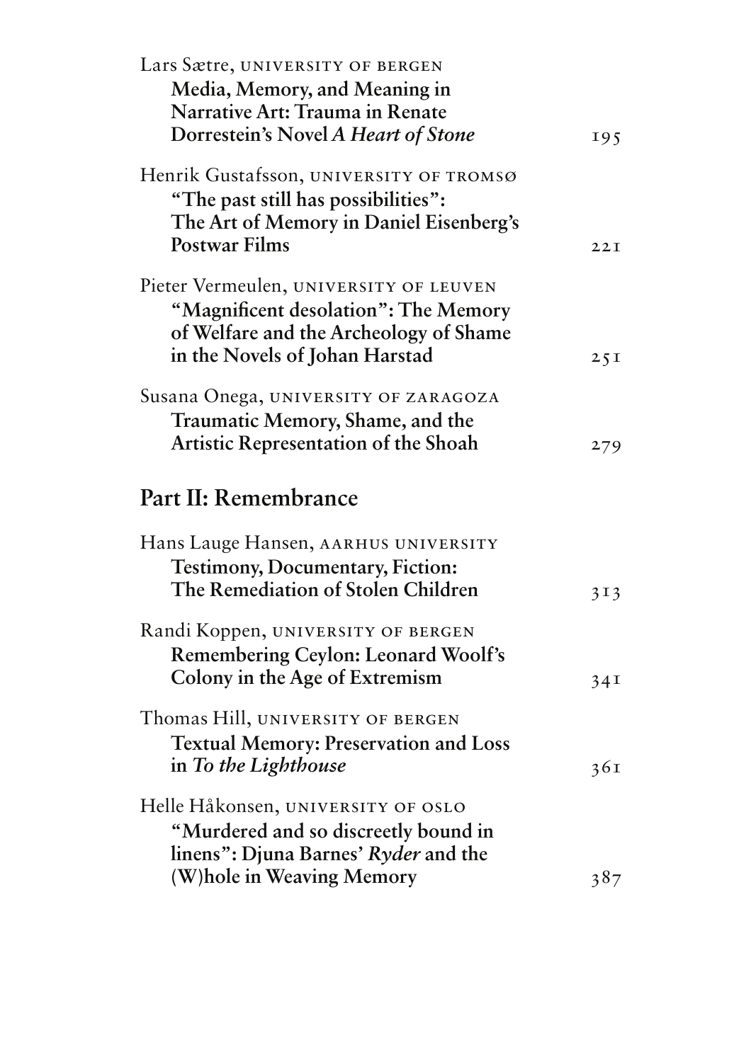Lars Sætre, UNIVERSITY OF BERGEN
**Media, Memory, and Meaning in Narrative Art: Trauma in Renate Dorrestein's Novel *A Heart of Stone*** 195

Henrik Gustafsson, UNIVERSITY OF TROMSØ
**"The past still has possibilities": The Art of Memory in Daniel Eisenberg's Postwar Films** 221

Pieter Vermeulen, UNIVERSITY OF LEUVEN
**"Magnificent desolation": The Memory of Welfare and the Archeology of Shame in the Novels of Johan Harstad** 251

Susana Onega, UNIVERSITY OF ZARAGOZA
**Traumatic Memory, Shame, and the Artistic Representation of the Shoah** 279

## Part II: Remembrance

Hans Lauge Hansen, AARHUS UNIVERSITY
**Testimony, Documentary, Fiction: The Remediation of Stolen Children** 313

Randi Koppen, UNIVERSITY OF BERGEN
**Remembering Ceylon: Leonard Woolf's Colony in the Age of Extremism** 341

Thomas Hill, UNIVERSITY OF BERGEN
**Textual Memory: Preservation and Loss in *To the Lighthouse*** 361

Helle Håkonsen, UNIVERSITY OF OSLO
**"Murdered and so discreetly bound in linens": Djuna Barnes' *Ryder* and the (W)hole in Weaving Memory** 387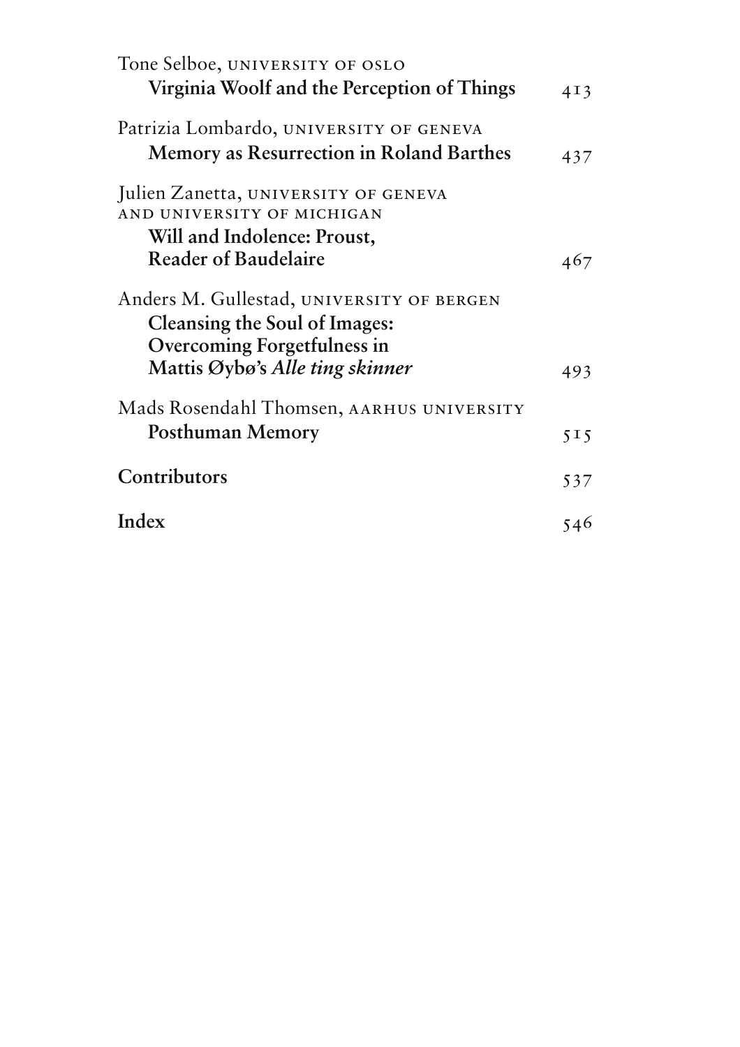Tone Selboe, UNIVERSITY OF OSLO
**Virginia Woolf and the Perception of Things** 413

Patrizia Lombardo, UNIVERSITY OF GENEVA
**Memory as Resurrection in Roland Barthes** 437

Julien Zanetta, UNIVERSITY OF GENEVA AND UNIVERSITY OF MICHIGAN
**Will and Indolence: Proust, Reader of Baudelaire** 467

Anders M. Gullestad, UNIVERSITY OF BERGEN
**Cleansing the Soul of Images: Overcoming Forgetfulness in Mattis Øybø's *Alle ting skinner*** 493

Mads Rosendahl Thomsen, AARHUS UNIVERSITY
**Posthuman Memory** 515

**Contributors** 537

**Index** 546